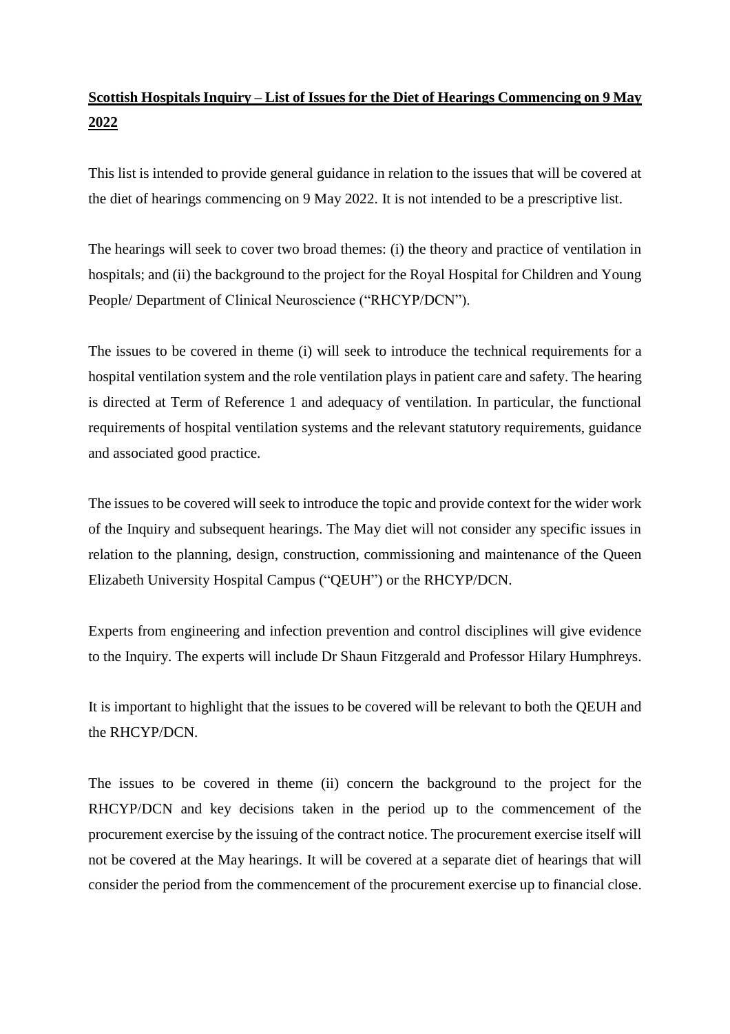# Scottish Hospitals Inquiry – List of Issues for the Diet of Hearings Commencing on 9 May 2022

This list is intended to provide general guidance in relation to the issues that will be covered at the diet of hearings commencing on 9 May 2022. It is not intended to be a prescriptive list.

The hearings will seek to cover two broad themes: (i) the theory and practice of ventilation in hospitals; and (ii) the background to the project for the Royal Hospital for Children and Young People/ Department of Clinical Neuroscience ("RHCYP/DCN").

The issues to be covered in theme (i) will seek to introduce the technical requirements for a hospital ventilation system and the role ventilation plays in patient care and safety. The hearing is directed at Term of Reference 1 and adequacy of ventilation. In particular, the functional requirements of hospital ventilation systems and the relevant statutory requirements, guidance and associated good practice.

The issues to be covered will seek to introduce the topic and provide context for the wider work of the Inquiry and subsequent hearings. The May diet will not consider any specific issues in relation to the planning, design, construction, commissioning and maintenance of the Queen Elizabeth University Hospital Campus ("QEUH") or the RHCYP/DCN.

Experts from engineering and infection prevention and control disciplines will give evidence to the Inquiry. The experts will include Dr Shaun Fitzgerald and Professor Hilary Humphreys.

It is important to highlight that the issues to be covered will be relevant to both the QEUH and the RHCYP/DCN.

The issues to be covered in theme (ii) concern the background to the project for the RHCYP/DCN and key decisions taken in the period up to the commencement of the procurement exercise by the issuing of the contract notice. The procurement exercise itself will not be covered at the May hearings. It will be covered at a separate diet of hearings that will consider the period from the commencement of the procurement exercise up to financial close.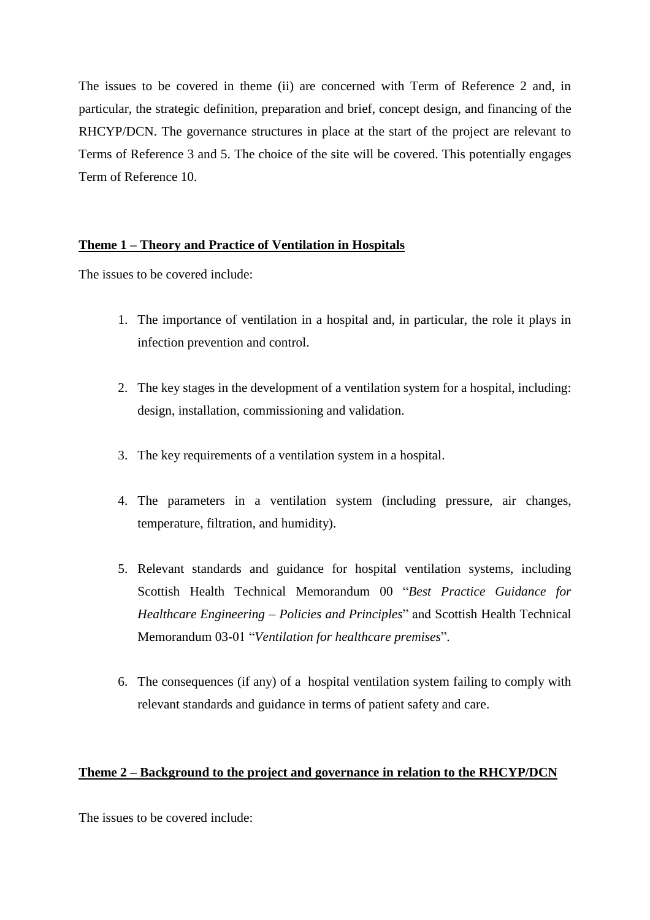The issues to be covered in theme (ii) are concerned with Term of Reference 2 and, in particular, the strategic definition, preparation and brief, concept design, and financing of the RHCYP/DCN. The governance structures in place at the start of the project are relevant to Terms of Reference 3 and 5. The choice of the site will be covered. This potentially engages Term of Reference 10.

**<u>Theme 1 – Theory and Practice of Ventilation in Hospitals</u>**

The issues to be covered include:

1. The importance of ventilation in a hospital and, in particular, the role it plays in infection prevention and control.

2. The key stages in the development of a ventilation system for a hospital, including: design, installation, commissioning and validation.

3. The key requirements of a ventilation system in a hospital.

4. The parameters in a ventilation system (including pressure, air changes, temperature, filtration, and humidity).

5. Relevant standards and guidance for hospital ventilation systems, including Scottish Health Technical Memorandum 00 "*Best Practice Guidance for Healthcare Engineering – Policies and Principles*" and Scottish Health Technical Memorandum 03-01 "*Ventilation for healthcare premises*".

6. The consequences (if any) of a hospital ventilation system failing to comply with relevant standards and guidance in terms of patient safety and care.

**<u>Theme 2 – Background to the project and governance in relation to the RHCYP/DCN</u>**

The issues to be covered include: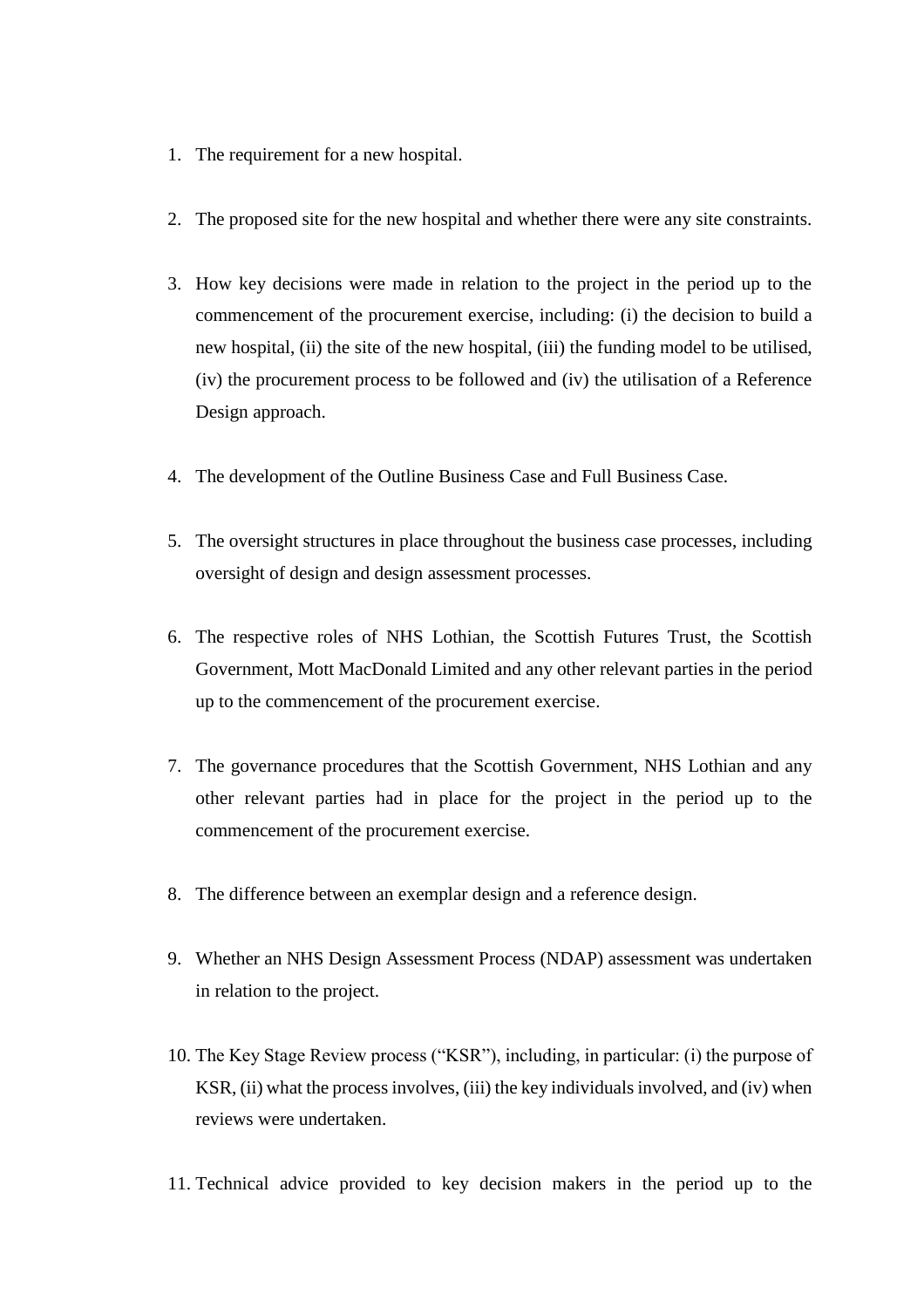1. The requirement for a new hospital.

2. The proposed site for the new hospital and whether there were any site constraints.

3. How key decisions were made in relation to the project in the period up to the commencement of the procurement exercise, including: (i) the decision to build a new hospital, (ii) the site of the new hospital, (iii) the funding model to be utilised, (iv) the procurement process to be followed and (iv) the utilisation of a Reference Design approach.

4. The development of the Outline Business Case and Full Business Case.

5. The oversight structures in place throughout the business case processes, including oversight of design and design assessment processes.

6. The respective roles of NHS Lothian, the Scottish Futures Trust, the Scottish Government, Mott MacDonald Limited and any other relevant parties in the period up to the commencement of the procurement exercise.

7. The governance procedures that the Scottish Government, NHS Lothian and any other relevant parties had in place for the project in the period up to the commencement of the procurement exercise.

8. The difference between an exemplar design and a reference design.

9. Whether an NHS Design Assessment Process (NDAP) assessment was undertaken in relation to the project.

10. The Key Stage Review process ("KSR"), including, in particular: (i) the purpose of KSR, (ii) what the process involves, (iii) the key individuals involved, and (iv) when reviews were undertaken.

11. Technical advice provided to key decision makers in the period up to the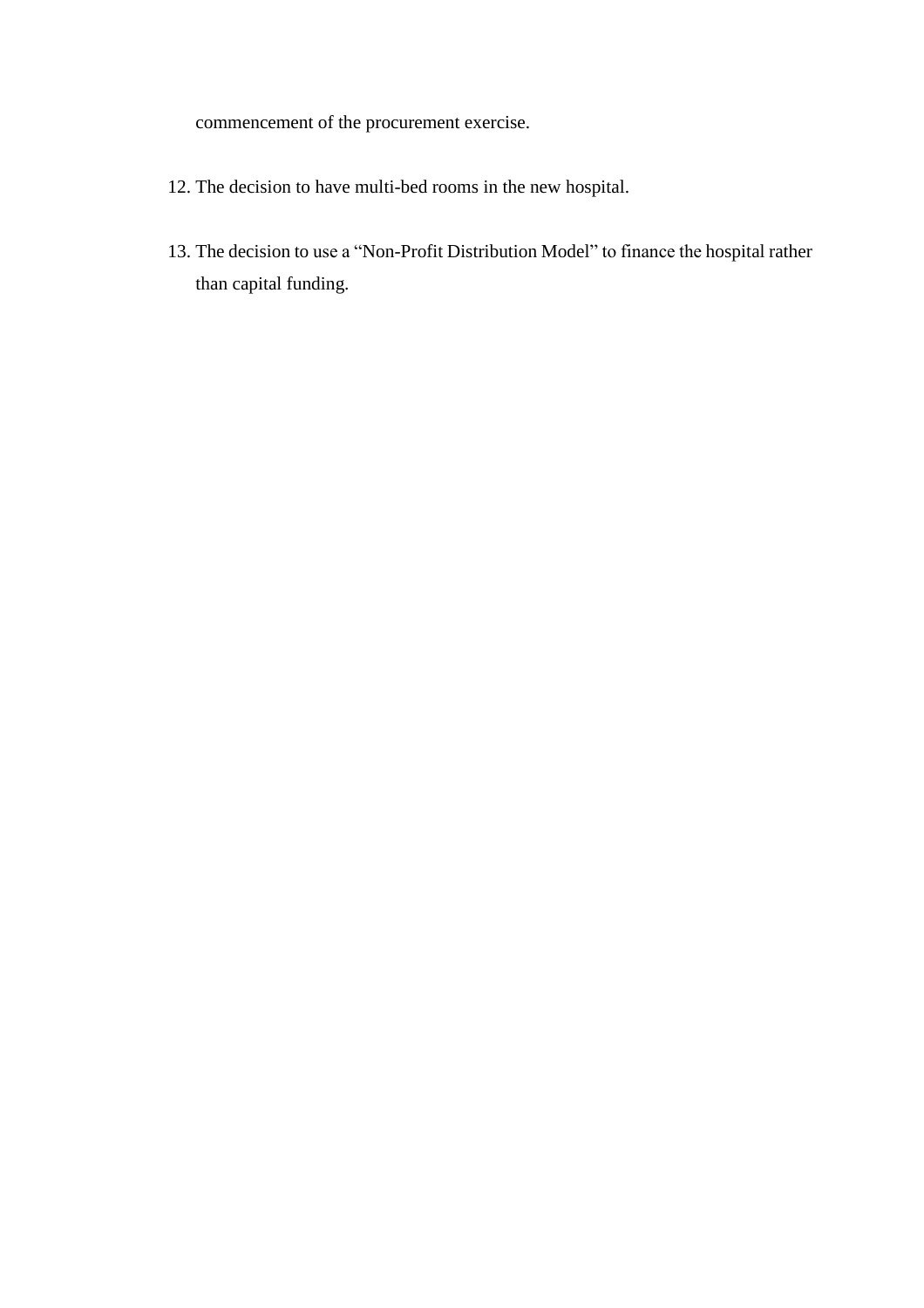commencement of the procurement exercise.

12. The decision to have multi-bed rooms in the new hospital.

13. The decision to use a "Non-Profit Distribution Model" to finance the hospital rather than capital funding.